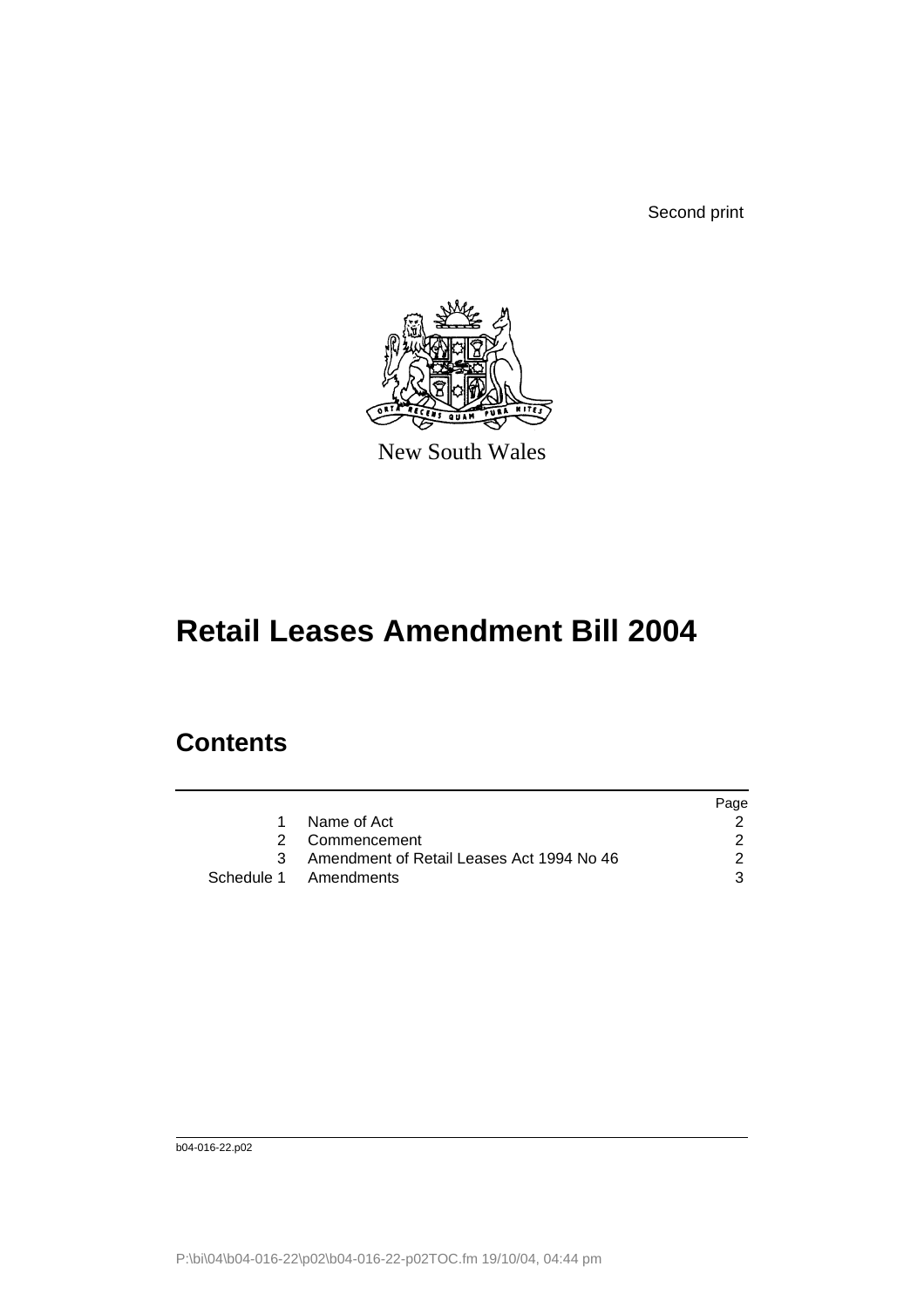Second print

New South Wales

# Retail Leases Amendment Bill 2004

## Contents

| | | Page |
|---|---|---|
| 1 | Name of Act | 2 |
| 2 | Commencement | 2 |
| 3 | Amendment of Retail Leases Act 1994 No 46 | 2 |
| Schedule 1 | Amendments | 3 |

b04-016-22.p02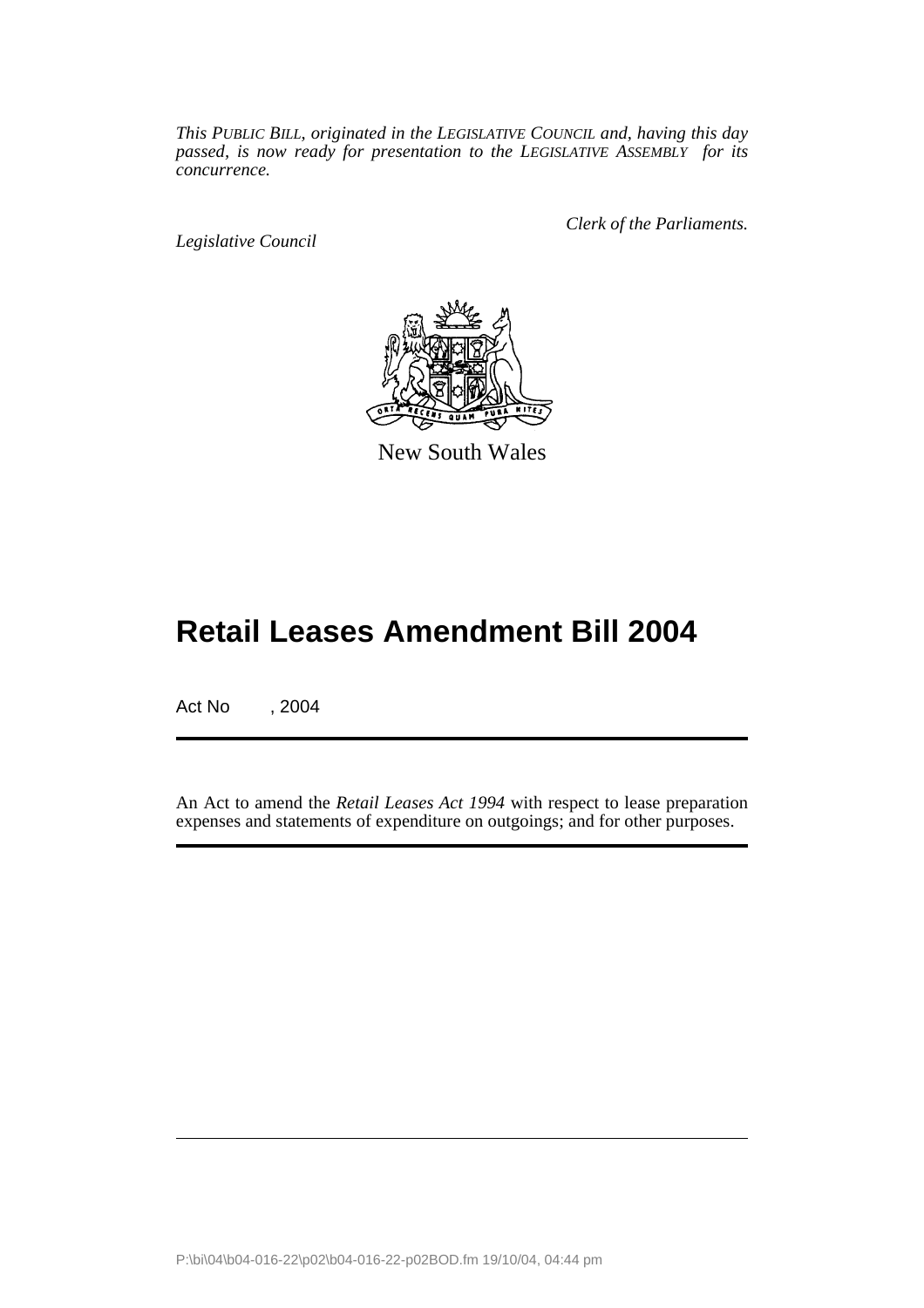*This PUBLIC BILL, originated in the LEGISLATIVE COUNCIL and, having this day passed, is now ready for presentation to the LEGISLATIVE ASSEMBLY for its concurrence.*

*Legislative Council*

*Clerk of the Parliaments.*

New South Wales

# Retail Leases Amendment Bill 2004

Act No , 2004

An Act to amend the *Retail Leases Act 1994* with respect to lease preparation expenses and statements of expenditure on outgoings; and for other purposes.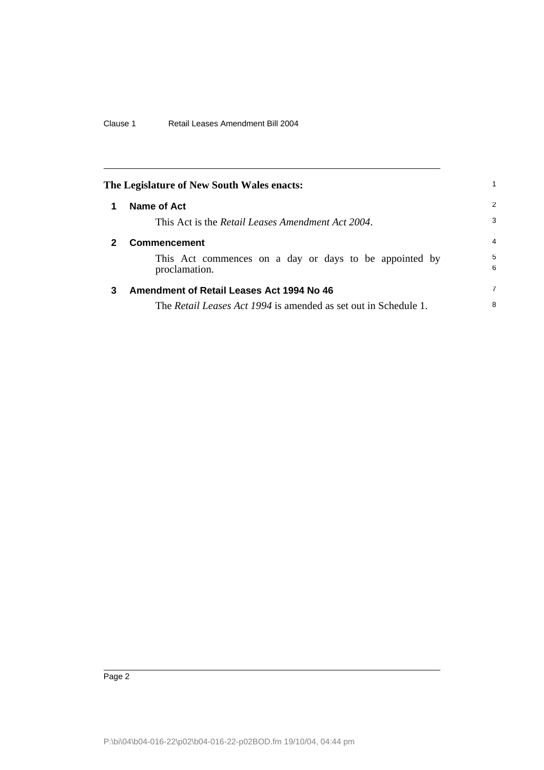The Legislature of New South Wales enacts:

## 1 Name of Act

This Act is the *Retail Leases Amendment Act 2004*.

## 2 Commencement

This Act commences on a day or days to be appointed by proclamation.

## 3 Amendment of Retail Leases Act 1994 No 46

The *Retail Leases Act 1994* is amended as set out in Schedule 1.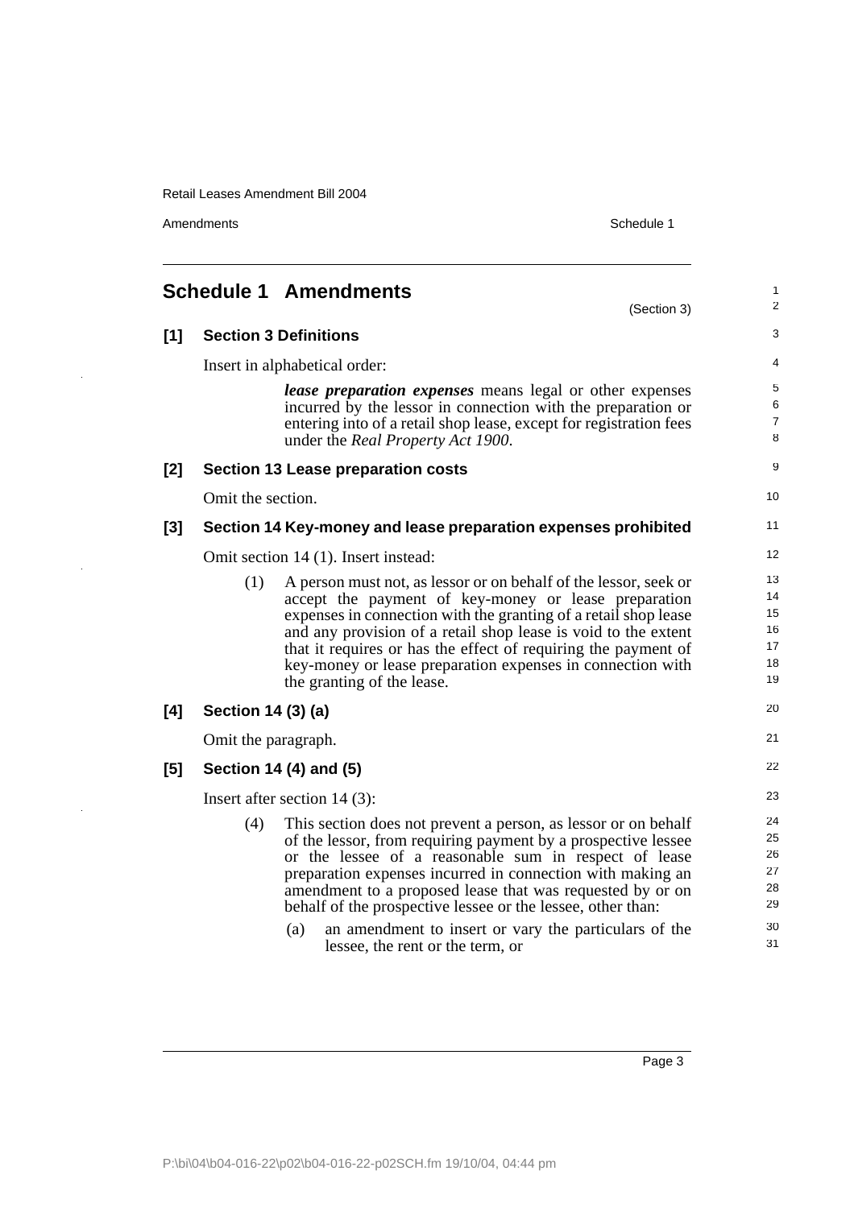# Schedule 1 Amendments

(Section 3)

**[1] Section 3 Definitions**

Insert in alphabetical order:

> ***lease preparation expenses*** means legal or other expenses incurred by the lessor in connection with the preparation or entering into of a retail shop lease, except for registration fees under the *Real Property Act 1900*.

**[2] Section 13 Lease preparation costs**

Omit the section.

**[3] Section 14 Key-money and lease preparation expenses prohibited**

Omit section 14 (1). Insert instead:

> (1) A person must not, as lessor or on behalf of the lessor, seek or accept the payment of key-money or lease preparation expenses in connection with the granting of a retail shop lease and any provision of a retail shop lease is void to the extent that it requires or has the effect of requiring the payment of key-money or lease preparation expenses in connection with the granting of the lease.

**[4] Section 14 (3) (a)**

Omit the paragraph.

**[5] Section 14 (4) and (5)**

Insert after section 14 (3):

> (4) This section does not prevent a person, as lessor or on behalf of the lessor, from requiring payment by a prospective lessee or the lessee of a reasonable sum in respect of lease preparation expenses incurred in connection with making an amendment to a proposed lease that was requested by or on behalf of the prospective lessee or the lessee, other than:
>
> (a) an amendment to insert or vary the particulars of the lessee, the rent or the term, or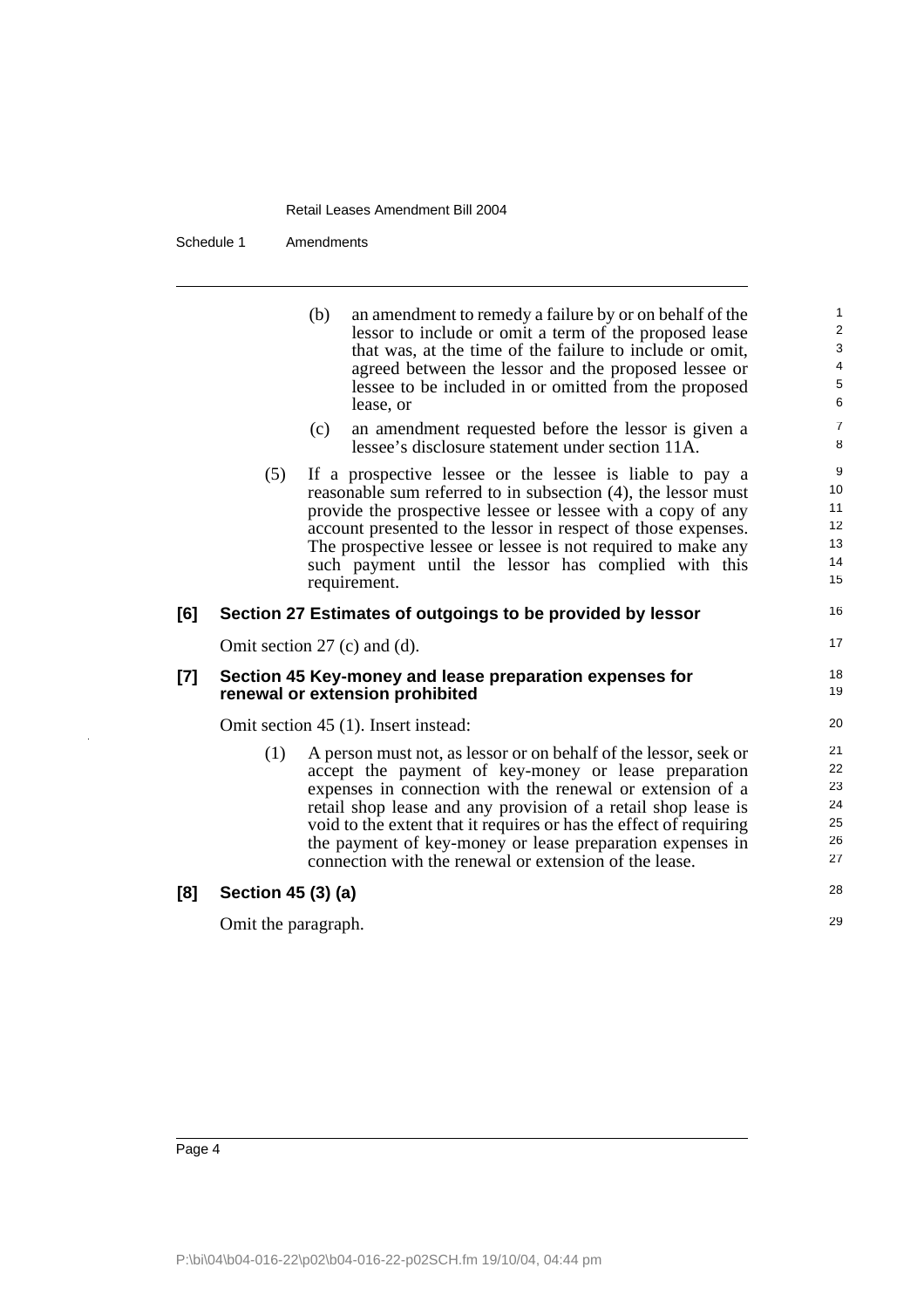(b) an amendment to remedy a failure by or on behalf of the lessor to include or omit a term of the proposed lease that was, at the time of the failure to include or omit, agreed between the lessor and the proposed lessee or lessee to be included in or omitted from the proposed lease, or

(c) an amendment requested before the lessor is given a lessee's disclosure statement under section 11A.

(5) If a prospective lessee or the lessee is liable to pay a reasonable sum referred to in subsection (4), the lessor must provide the prospective lessee or lessee with a copy of any account presented to the lessor in respect of those expenses. The prospective lessee or lessee is not required to make any such payment until the lessor has complied with this requirement.

### [6] Section 27 Estimates of outgoings to be provided by lessor

Omit section 27 (c) and (d).

### [7] Section 45 Key-money and lease preparation expenses for renewal or extension prohibited

Omit section 45 (1). Insert instead:

(1) A person must not, as lessor or on behalf of the lessor, seek or accept the payment of key-money or lease preparation expenses in connection with the renewal or extension of a retail shop lease and any provision of a retail shop lease is void to the extent that it requires or has the effect of requiring the payment of key-money or lease preparation expenses in connection with the renewal or extension of the lease.

### [8] Section 45 (3) (a)

Omit the paragraph.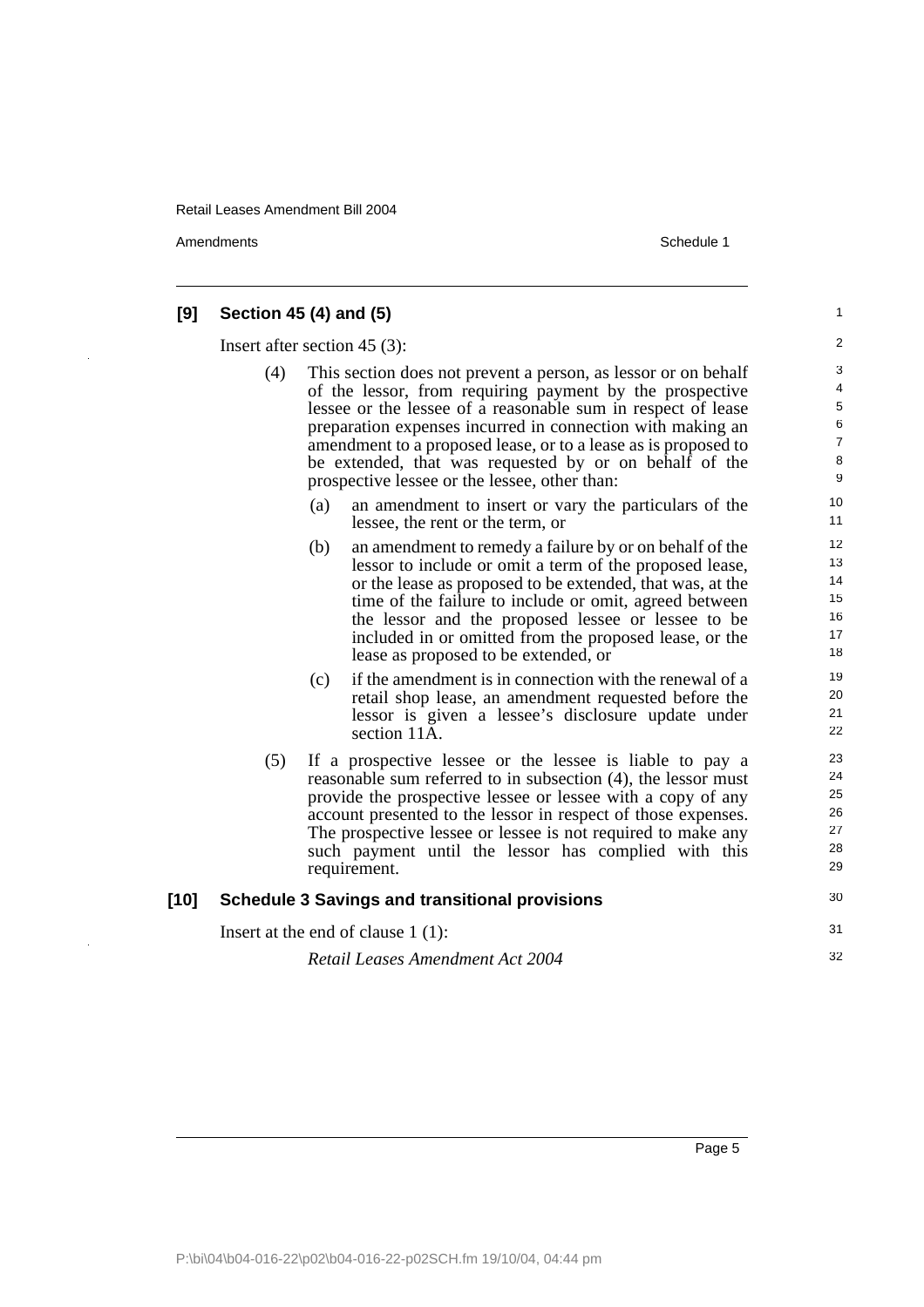## [9] Section 45 (4) and (5)

Insert after section 45 (3):

(4) This section does not prevent a person, as lessor or on behalf of the lessor, from requiring payment by the prospective lessee or the lessee of a reasonable sum in respect of lease preparation expenses incurred in connection with making an amendment to a proposed lease, or to a lease as is proposed to be extended, that was requested by or on behalf of the prospective lessee or the lessee, other than:

(a) an amendment to insert or vary the particulars of the lessee, the rent or the term, or

(b) an amendment to remedy a failure by or on behalf of the lessor to include or omit a term of the proposed lease, or the lease as proposed to be extended, that was, at the time of the failure to include or omit, agreed between the lessor and the proposed lessee or lessee to be included in or omitted from the proposed lease, or the lease as proposed to be extended, or

(c) if the amendment is in connection with the renewal of a retail shop lease, an amendment requested before the lessor is given a lessee's disclosure update under section 11A.

(5) If a prospective lessee or the lessee is liable to pay a reasonable sum referred to in subsection (4), the lessor must provide the prospective lessee or lessee with a copy of any account presented to the lessor in respect of those expenses. The prospective lessee or lessee is not required to make any such payment until the lessor has complied with this requirement.

## [10] Schedule 3 Savings and transitional provisions

Insert at the end of clause 1 (1):

*Retail Leases Amendment Act 2004*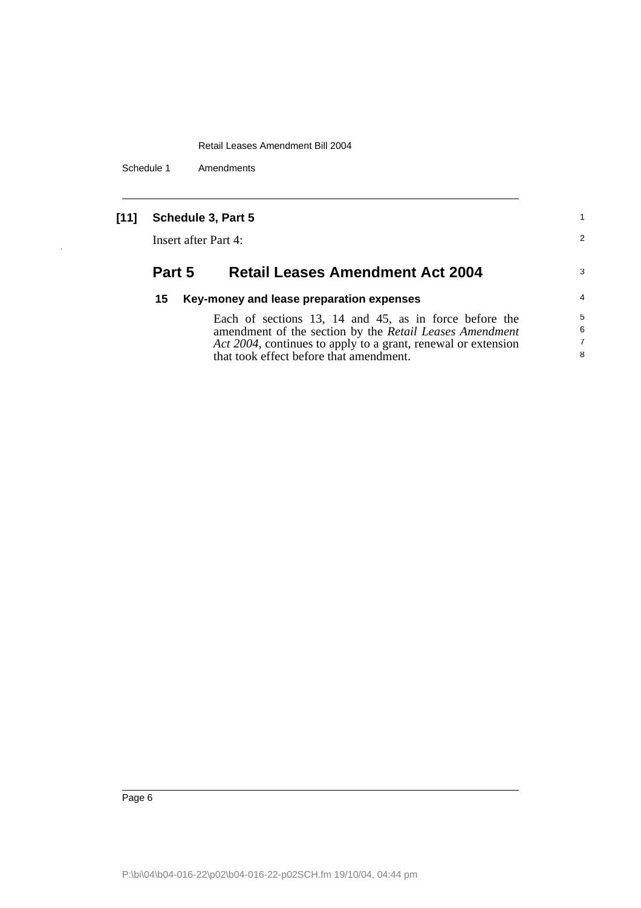**[11] Schedule 3, Part 5**

Insert after Part 4:

## Part 5 Retail Leases Amendment Act 2004

### 15 Key-money and lease preparation expenses

Each of sections 13, 14 and 45, as in force before the amendment of the section by the *Retail Leases Amendment Act 2004*, continues to apply to a grant, renewal or extension that took effect before that amendment.